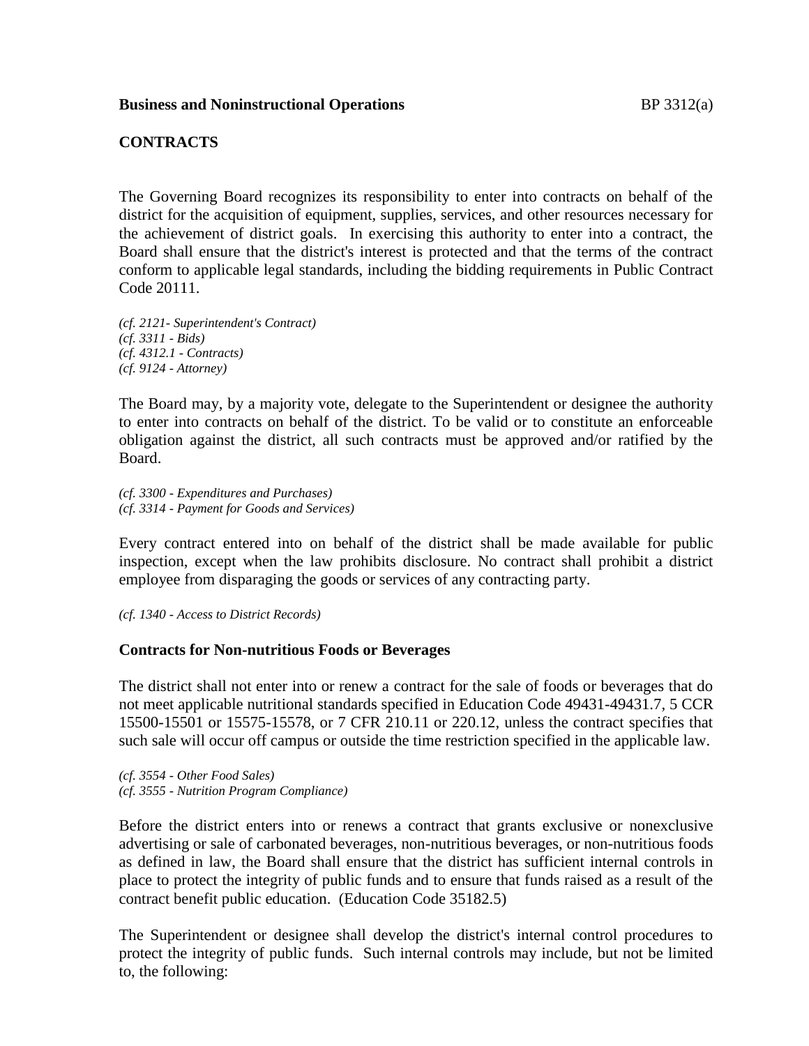**Business and Noninstructional Operations** BP 3312(a)

## CONTRACTS

The Governing Board recognizes its responsibility to enter into contracts on behalf of the district for the acquisition of equipment, supplies, services, and other resources necessary for the achievement of district goals. In exercising this authority to enter into a contract, the Board shall ensure that the district's interest is protected and that the terms of the contract conform to applicable legal standards, including the bidding requirements in Public Contract Code 20111.

*(cf. 2121- Superintendent's Contract)*
*(cf. 3311 - Bids)*
*(cf. 4312.1 - Contracts)*
*(cf. 9124 - Attorney)*

The Board may, by a majority vote, delegate to the Superintendent or designee the authority to enter into contracts on behalf of the district. To be valid or to constitute an enforceable obligation against the district, all such contracts must be approved and/or ratified by the Board.

*(cf. 3300 - Expenditures and Purchases)*
*(cf. 3314 - Payment for Goods and Services)*

Every contract entered into on behalf of the district shall be made available for public inspection, except when the law prohibits disclosure. No contract shall prohibit a district employee from disparaging the goods or services of any contracting party.

*(cf. 1340 - Access to District Records)*

### Contracts for Non-nutritious Foods or Beverages

The district shall not enter into or renew a contract for the sale of foods or beverages that do not meet applicable nutritional standards specified in Education Code 49431-49431.7, 5 CCR 15500-15501 or 15575-15578, or 7 CFR 210.11 or 220.12, unless the contract specifies that such sale will occur off campus or outside the time restriction specified in the applicable law.

*(cf. 3554 - Other Food Sales)*
*(cf. 3555 - Nutrition Program Compliance)*

Before the district enters into or renews a contract that grants exclusive or nonexclusive advertising or sale of carbonated beverages, non-nutritious beverages, or non-nutritious foods as defined in law, the Board shall ensure that the district has sufficient internal controls in place to protect the integrity of public funds and to ensure that funds raised as a result of the contract benefit public education. (Education Code 35182.5)

The Superintendent or designee shall develop the district's internal control procedures to protect the integrity of public funds. Such internal controls may include, but not be limited to, the following: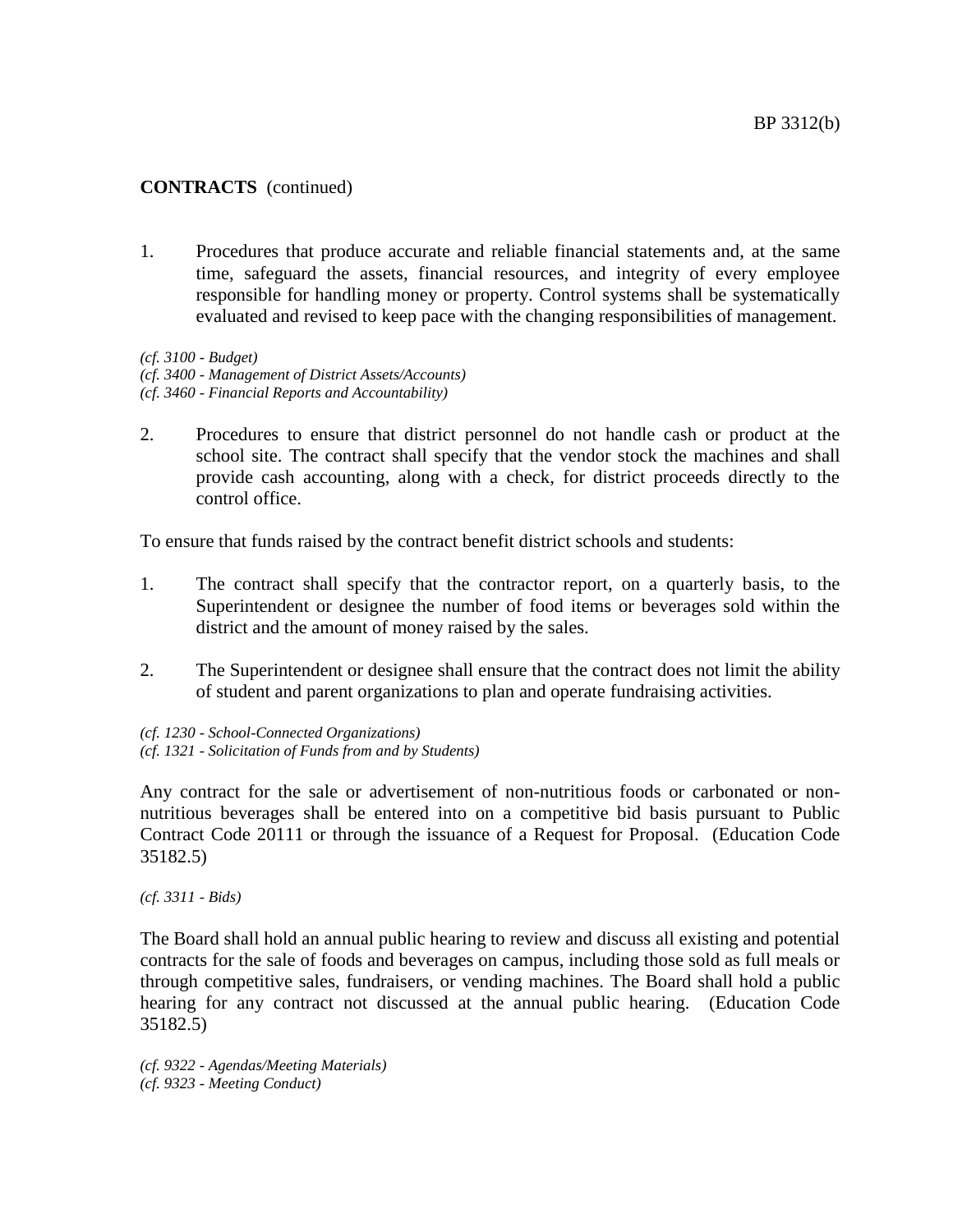**CONTRACTS** (continued)

1. Procedures that produce accurate and reliable financial statements and, at the same time, safeguard the assets, financial resources, and integrity of every employee responsible for handling money or property. Control systems shall be systematically evaluated and revised to keep pace with the changing responsibilities of management.

*(cf. 3100 - Budget)*
*(cf. 3400 - Management of District Assets/Accounts)*
*(cf. 3460 - Financial Reports and Accountability)*

2. Procedures to ensure that district personnel do not handle cash or product at the school site. The contract shall specify that the vendor stock the machines and shall provide cash accounting, along with a check, for district proceeds directly to the control office.

To ensure that funds raised by the contract benefit district schools and students:

1. The contract shall specify that the contractor report, on a quarterly basis, to the Superintendent or designee the number of food items or beverages sold within the district and the amount of money raised by the sales.

2. The Superintendent or designee shall ensure that the contract does not limit the ability of student and parent organizations to plan and operate fundraising activities.

*(cf. 1230 - School-Connected Organizations)*
*(cf. 1321 - Solicitation of Funds from and by Students)*

Any contract for the sale or advertisement of non-nutritious foods or carbonated or non-nutritious beverages shall be entered into on a competitive bid basis pursuant to Public Contract Code 20111 or through the issuance of a Request for Proposal. (Education Code 35182.5)

*(cf. 3311 - Bids)*

The Board shall hold an annual public hearing to review and discuss all existing and potential contracts for the sale of foods and beverages on campus, including those sold as full meals or through competitive sales, fundraisers, or vending machines. The Board shall hold a public hearing for any contract not discussed at the annual public hearing. (Education Code 35182.5)

*(cf. 9322 - Agendas/Meeting Materials)*
*(cf. 9323 - Meeting Conduct)*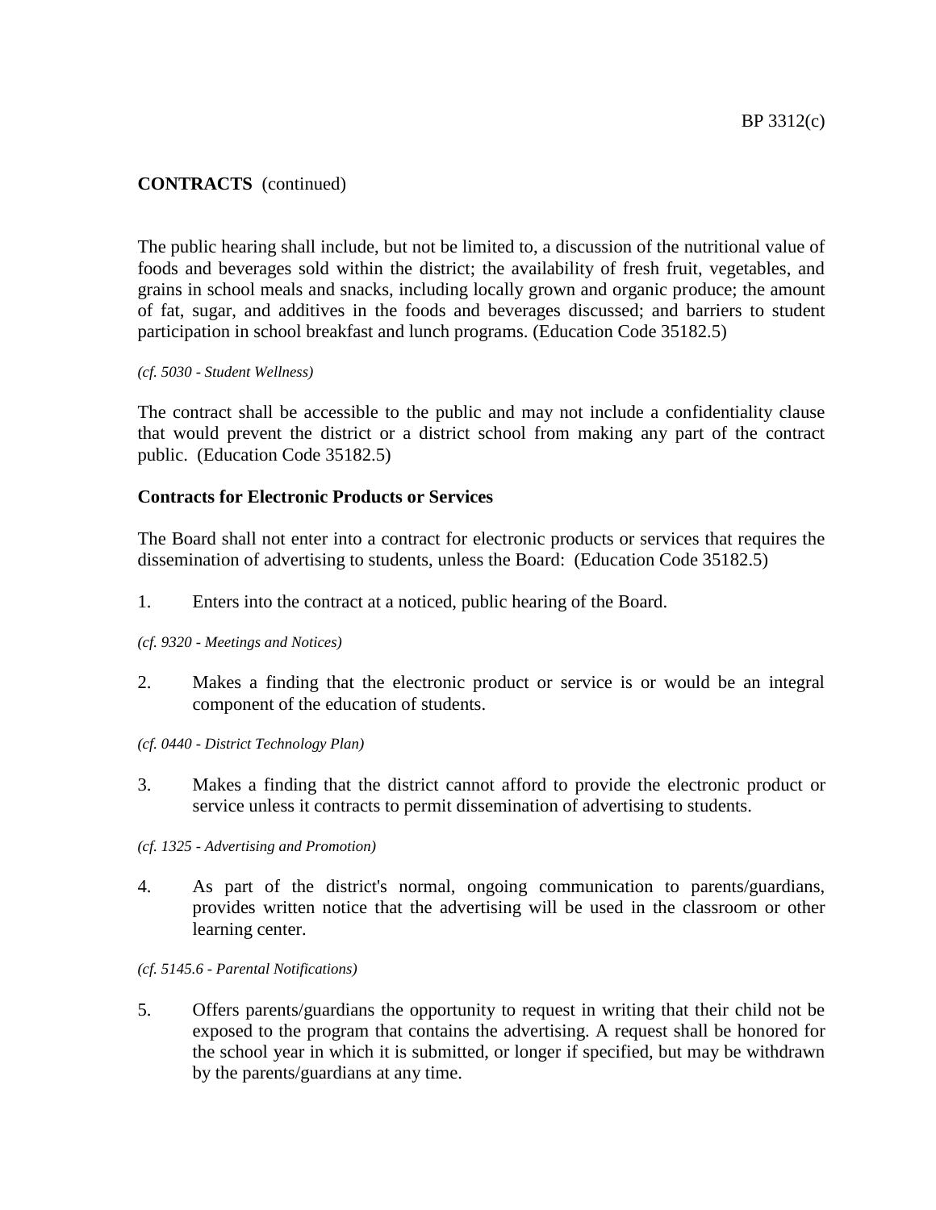**CONTRACTS** (continued)

The public hearing shall include, but not be limited to, a discussion of the nutritional value of foods and beverages sold within the district; the availability of fresh fruit, vegetables, and grains in school meals and snacks, including locally grown and organic produce; the amount of fat, sugar, and additives in the foods and beverages discussed; and barriers to student participation in school breakfast and lunch programs. (Education Code 35182.5)

*(cf. 5030 - Student Wellness)*

The contract shall be accessible to the public and may not include a confidentiality clause that would prevent the district or a district school from making any part of the contract public. (Education Code 35182.5)

**Contracts for Electronic Products or Services**

The Board shall not enter into a contract for electronic products or services that requires the dissemination of advertising to students, unless the Board: (Education Code 35182.5)

1. Enters into the contract at a noticed, public hearing of the Board.

*(cf. 9320 - Meetings and Notices)*

2. Makes a finding that the electronic product or service is or would be an integral component of the education of students.

*(cf. 0440 - District Technology Plan)*

3. Makes a finding that the district cannot afford to provide the electronic product or service unless it contracts to permit dissemination of advertising to students.

*(cf. 1325 - Advertising and Promotion)*

4. As part of the district's normal, ongoing communication to parents/guardians, provides written notice that the advertising will be used in the classroom or other learning center.

*(cf. 5145.6 - Parental Notifications)*

5. Offers parents/guardians the opportunity to request in writing that their child not be exposed to the program that contains the advertising. A request shall be honored for the school year in which it is submitted, or longer if specified, but may be withdrawn by the parents/guardians at any time.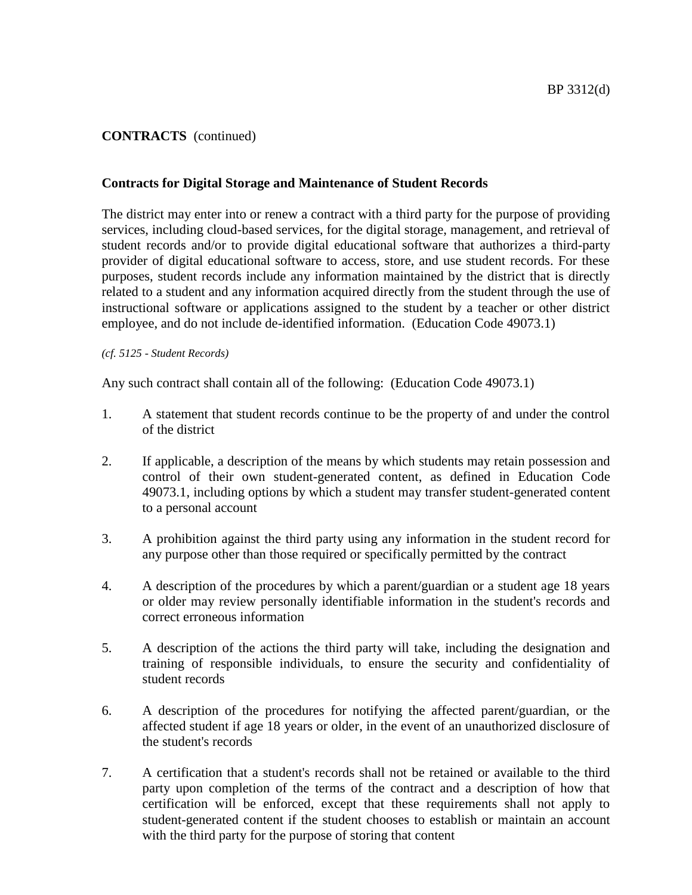**CONTRACTS** (continued)

## Contracts for Digital Storage and Maintenance of Student Records

The district may enter into or renew a contract with a third party for the purpose of providing services, including cloud-based services, for the digital storage, management, and retrieval of student records and/or to provide digital educational software that authorizes a third-party provider of digital educational software to access, store, and use student records. For these purposes, student records include any information maintained by the district that is directly related to a student and any information acquired directly from the student through the use of instructional software or applications assigned to the student by a teacher or other district employee, and do not include de-identified information. (Education Code 49073.1)

*(cf. 5125 - Student Records)*

Any such contract shall contain all of the following: (Education Code 49073.1)

1. A statement that student records continue to be the property of and under the control of the district

2. If applicable, a description of the means by which students may retain possession and control of their own student-generated content, as defined in Education Code 49073.1, including options by which a student may transfer student-generated content to a personal account

3. A prohibition against the third party using any information in the student record for any purpose other than those required or specifically permitted by the contract

4. A description of the procedures by which a parent/guardian or a student age 18 years or older may review personally identifiable information in the student's records and correct erroneous information

5. A description of the actions the third party will take, including the designation and training of responsible individuals, to ensure the security and confidentiality of student records

6. A description of the procedures for notifying the affected parent/guardian, or the affected student if age 18 years or older, in the event of an unauthorized disclosure of the student's records

7. A certification that a student's records shall not be retained or available to the third party upon completion of the terms of the contract and a description of how that certification will be enforced, except that these requirements shall not apply to student-generated content if the student chooses to establish or maintain an account with the third party for the purpose of storing that content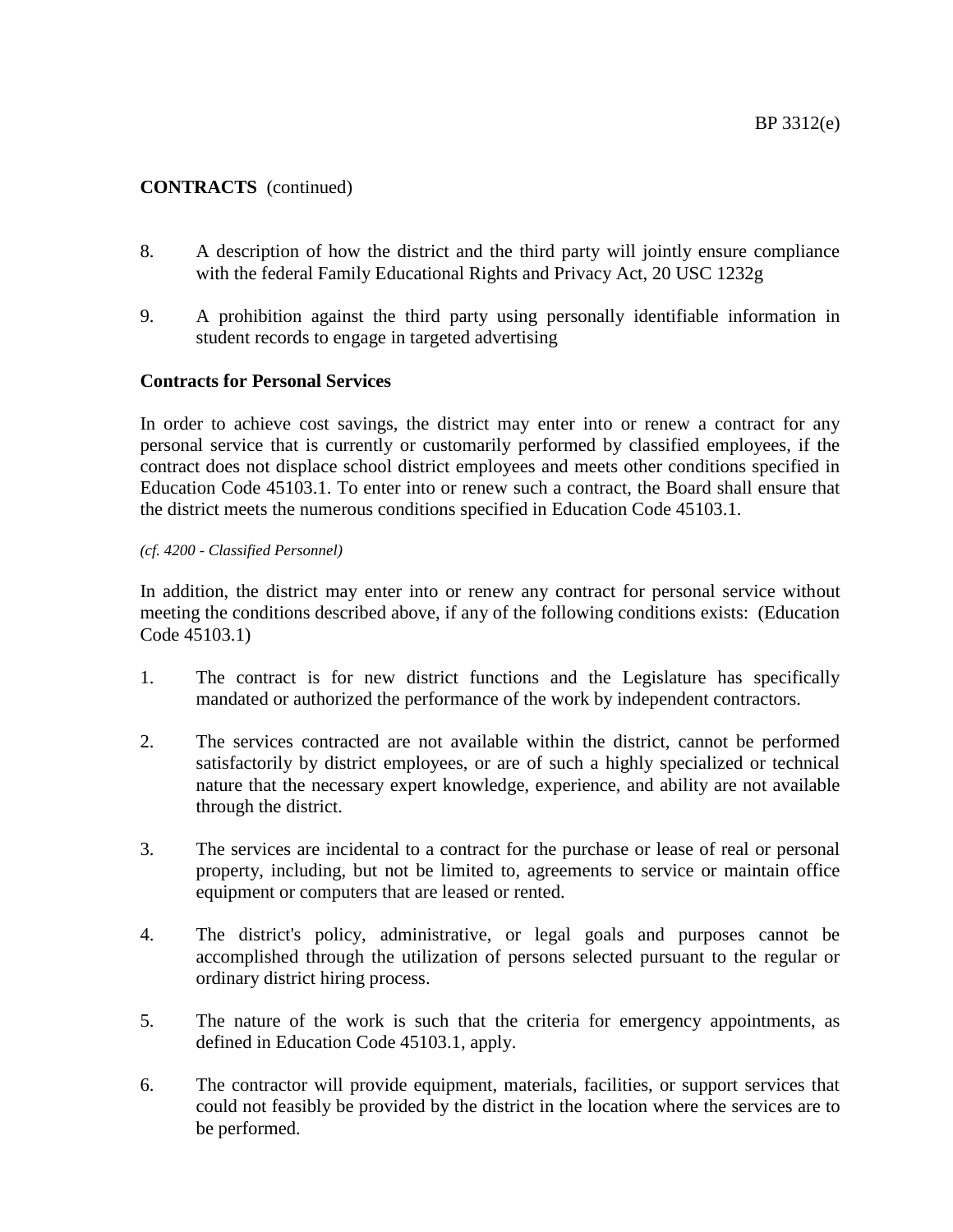**CONTRACTS** (continued)

8. A description of how the district and the third party will jointly ensure compliance with the federal Family Educational Rights and Privacy Act, 20 USC 1232g

9. A prohibition against the third party using personally identifiable information in student records to engage in targeted advertising

**Contracts for Personal Services**

In order to achieve cost savings, the district may enter into or renew a contract for any personal service that is currently or customarily performed by classified employees, if the contract does not displace school district employees and meets other conditions specified in Education Code 45103.1. To enter into or renew such a contract, the Board shall ensure that the district meets the numerous conditions specified in Education Code 45103.1.

*(cf. 4200 - Classified Personnel)*

In addition, the district may enter into or renew any contract for personal service without meeting the conditions described above, if any of the following conditions exists: (Education Code 45103.1)

1. The contract is for new district functions and the Legislature has specifically mandated or authorized the performance of the work by independent contractors.

2. The services contracted are not available within the district, cannot be performed satisfactorily by district employees, or are of such a highly specialized or technical nature that the necessary expert knowledge, experience, and ability are not available through the district.

3. The services are incidental to a contract for the purchase or lease of real or personal property, including, but not be limited to, agreements to service or maintain office equipment or computers that are leased or rented.

4. The district's policy, administrative, or legal goals and purposes cannot be accomplished through the utilization of persons selected pursuant to the regular or ordinary district hiring process.

5. The nature of the work is such that the criteria for emergency appointments, as defined in Education Code 45103.1, apply.

6. The contractor will provide equipment, materials, facilities, or support services that could not feasibly be provided by the district in the location where the services are to be performed.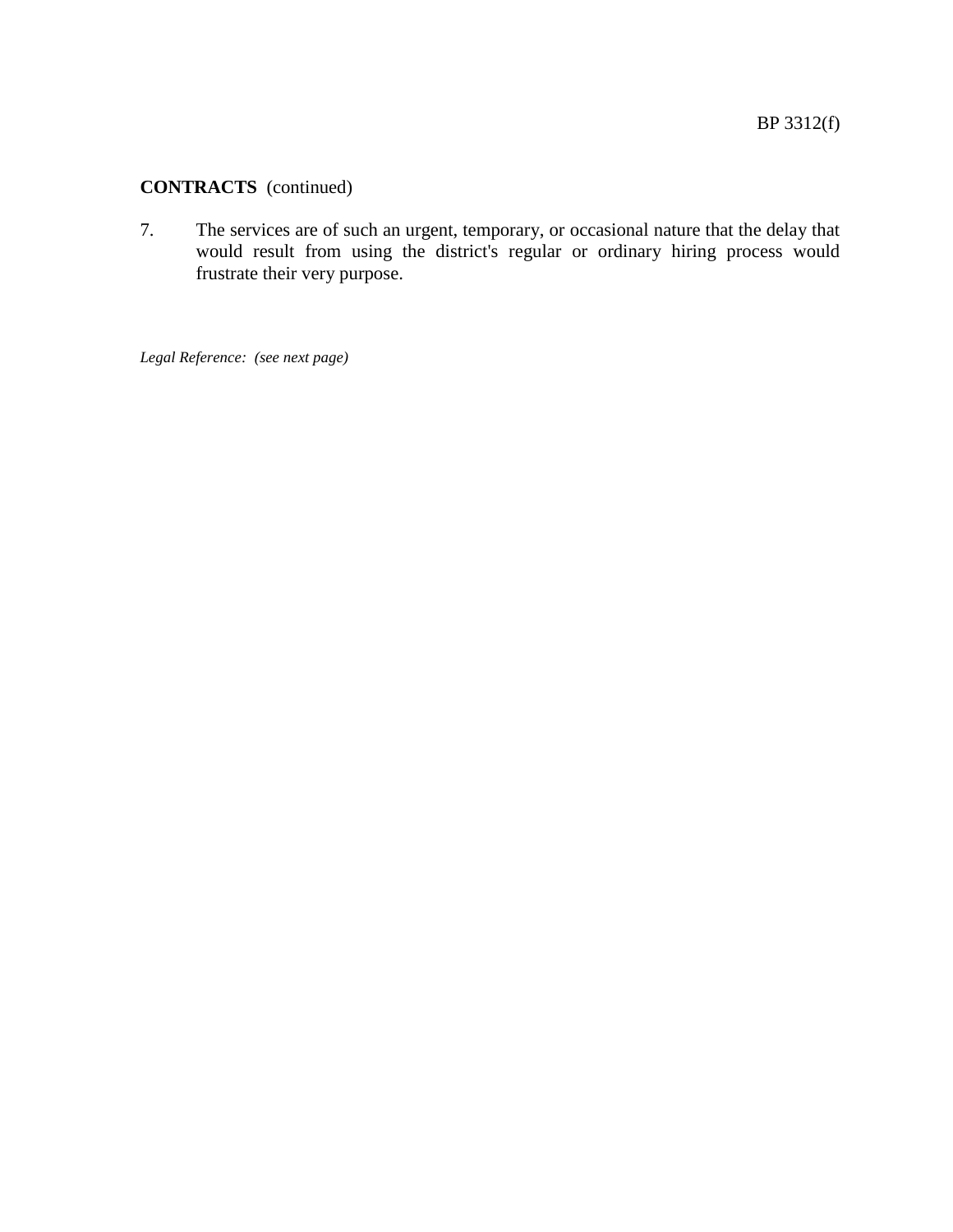**CONTRACTS** (continued)

7. The services are of such an urgent, temporary, or occasional nature that the delay that would result from using the district's regular or ordinary hiring process would frustrate their very purpose.

*Legal Reference: (see next page)*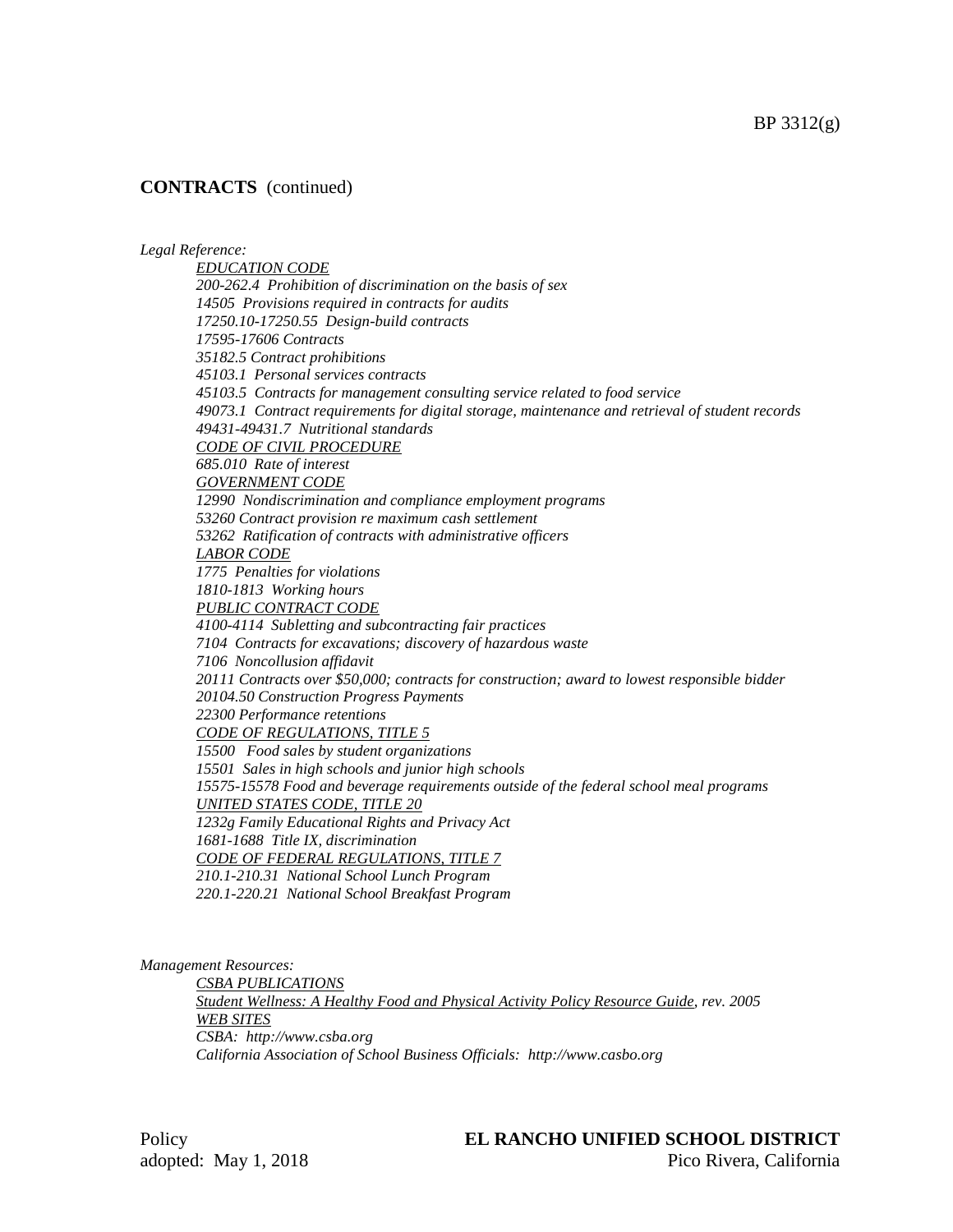BP 3312(g)

**CONTRACTS** (continued)

*Legal Reference:*

*EDUCATION CODE*
*200-262.4 Prohibition of discrimination on the basis of sex*
*14505 Provisions required in contracts for audits*
*17250.10-17250.55 Design-build contracts*
*17595-17606 Contracts*
*35182.5 Contract prohibitions*
*45103.1 Personal services contracts*
*45103.5 Contracts for management consulting service related to food service*
*49073.1 Contract requirements for digital storage, maintenance and retrieval of student records*
*49431-49431.7 Nutritional standards*
*CODE OF CIVIL PROCEDURE*
*685.010 Rate of interest*
*GOVERNMENT CODE*
*12990 Nondiscrimination and compliance employment programs*
*53260 Contract provision re maximum cash settlement*
*53262 Ratification of contracts with administrative officers*
*LABOR CODE*
*1775 Penalties for violations*
*1810-1813 Working hours*
*PUBLIC CONTRACT CODE*
*4100-4114 Subletting and subcontracting fair practices*
*7104 Contracts for excavations; discovery of hazardous waste*
*7106 Noncollusion affidavit*
*20111 Contracts over $50,000; contracts for construction; award to lowest responsible bidder*
*20104.50 Construction Progress Payments*
*22300 Performance retentions*
*CODE OF REGULATIONS, TITLE 5*
*15500 Food sales by student organizations*
*15501 Sales in high schools and junior high schools*
*15575-15578 Food and beverage requirements outside of the federal school meal programs*
*UNITED STATES CODE, TITLE 20*
*1232g Family Educational Rights and Privacy Act*
*1681-1688 Title IX, discrimination*
*CODE OF FEDERAL REGULATIONS, TITLE 7*
*210.1-210.31 National School Lunch Program*
*220.1-220.21 National School Breakfast Program*

*Management Resources:*

*CSBA PUBLICATIONS*
*Student Wellness: A Healthy Food and Physical Activity Policy Resource Guide, rev. 2005*
*WEB SITES*
*CSBA: http://www.csba.org*
*California Association of School Business Officials: http://www.casbo.org*

Policy
adopted: May 1, 2018

**EL RANCHO UNIFIED SCHOOL DISTRICT**
Pico Rivera, California